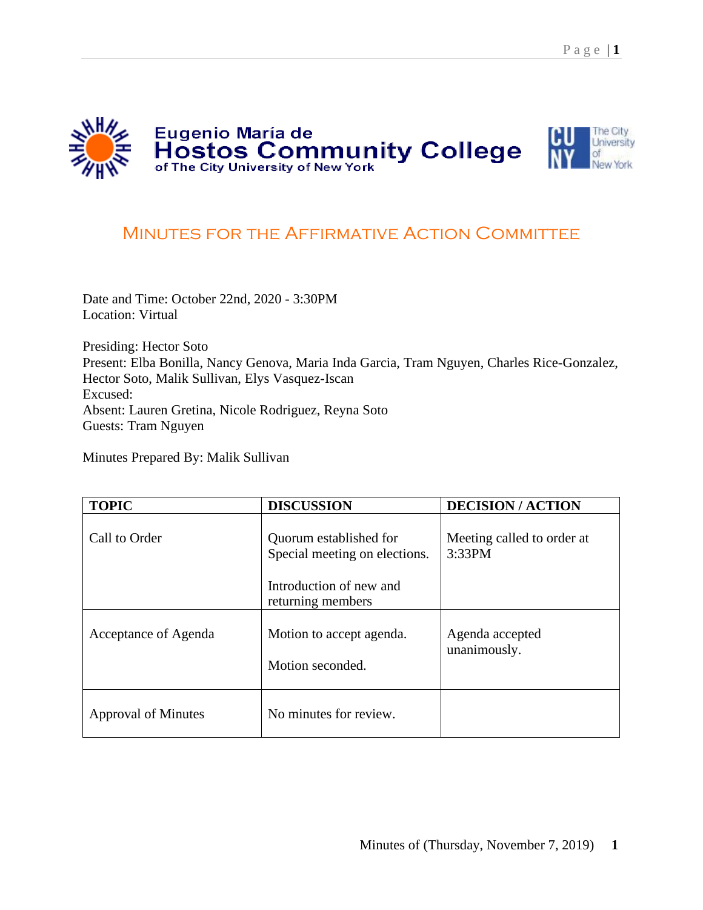Eugenio María de
**Hostos Community College**
of The City University of New York

The City University of New York

# Minutes for the Affirmative Action Committee

Date and Time: October 22nd, 2020 - 3:30PM
Location: Virtual

Presiding: Hector Soto
Present: Elba Bonilla, Nancy Genova, Maria Inda Garcia, Tram Nguyen, Charles Rice-Gonzalez, Hector Soto, Malik Sullivan, Elys Vasquez-Iscan
Excused:
Absent: Lauren Gretina, Nicole Rodriguez, Reyna Soto
Guests: Tram Nguyen

Minutes Prepared By: Malik Sullivan

| TOPIC | DISCUSSION | DECISION / ACTION |
|---|---|---|
| Call to Order | Quorum established for Special meeting on elections.<br><br>Introduction of new and returning members | Meeting called to order at 3:33PM |
| Acceptance of Agenda | Motion to accept agenda.<br><br>Motion seconded. | Agenda accepted unanimously. |
| Approval of Minutes | No minutes for review. | |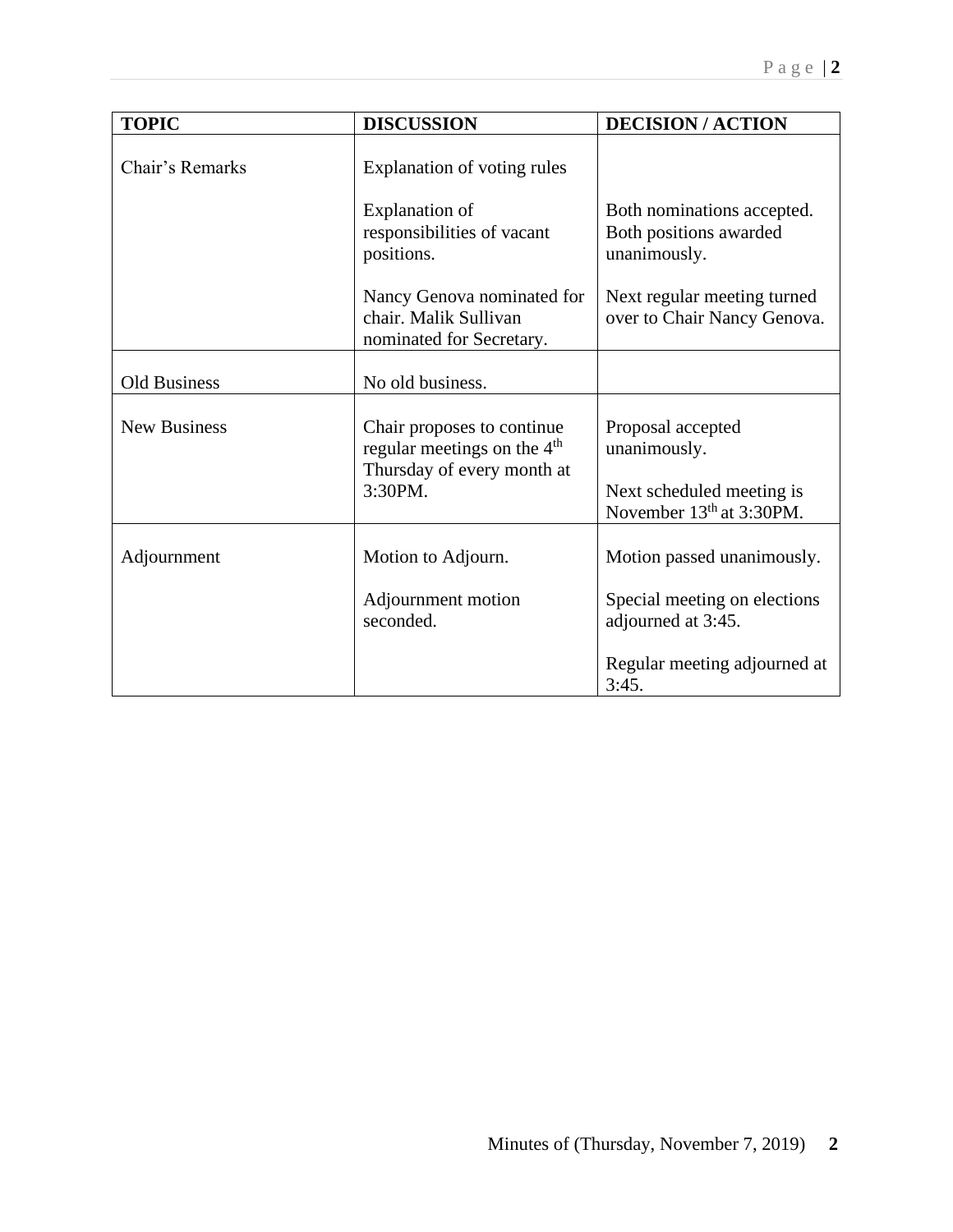| TOPIC | DISCUSSION | DECISION / ACTION |
|---|---|---|
| Chair's Remarks | Explanation of voting rules<br><br>Explanation of responsibilities of vacant positions.<br><br>Nancy Genova nominated for chair. Malik Sullivan nominated for Secretary. | Both nominations accepted. Both positions awarded unanimously.<br><br>Next regular meeting turned over to Chair Nancy Genova. |
| Old Business | No old business. | |
| New Business | Chair proposes to continue regular meetings on the 4th Thursday of every month at 3:30PM. | Proposal accepted unanimously.<br><br>Next scheduled meeting is November 13th at 3:30PM. |
| Adjournment | Motion to Adjourn.<br><br>Adjournment motion seconded. | Motion passed unanimously.<br><br>Special meeting on elections adjourned at 3:45.<br><br>Regular meeting adjourned at 3:45. |